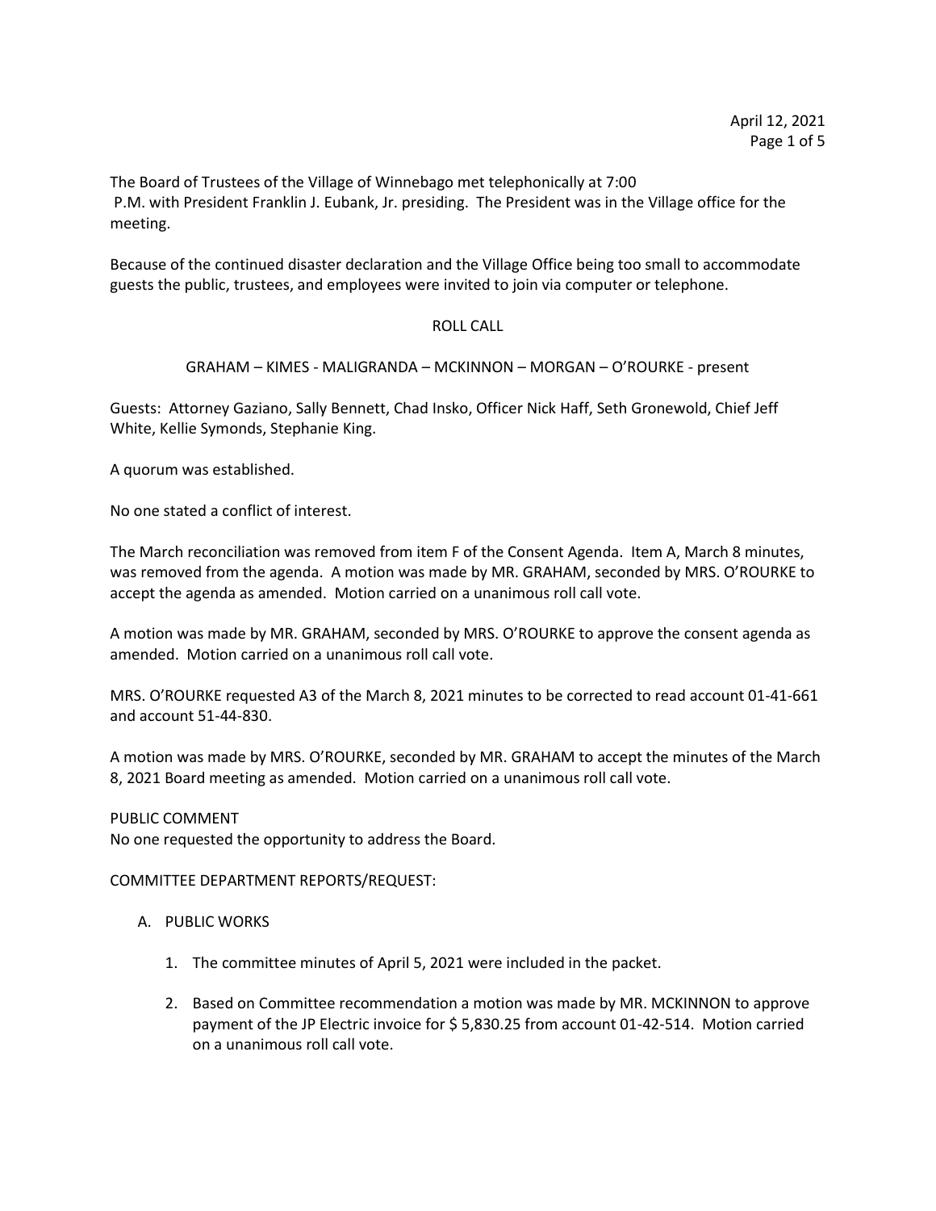The Board of Trustees of the Village of Winnebago met telephonically at 7:00 P.M. with President Franklin J. Eubank, Jr. presiding. The President was in the Village office for the meeting.

Because of the continued disaster declaration and the Village Office being too small to accommodate guests the public, trustees, and employees were invited to join via computer or telephone.

ROLL CALL

GRAHAM – KIMES - MALIGRANDA – MCKINNON – MORGAN – O'ROURKE - present

Guests: Attorney Gaziano, Sally Bennett, Chad Insko, Officer Nick Haff, Seth Gronewold, Chief Jeff White, Kellie Symonds, Stephanie King.

A quorum was established.

No one stated a conflict of interest.

The March reconciliation was removed from item F of the Consent Agenda. Item A, March 8 minutes, was removed from the agenda. A motion was made by MR. GRAHAM, seconded by MRS. O'ROURKE to accept the agenda as amended. Motion carried on a unanimous roll call vote.

A motion was made by MR. GRAHAM, seconded by MRS. O'ROURKE to approve the consent agenda as amended. Motion carried on a unanimous roll call vote.

MRS. O'ROURKE requested A3 of the March 8, 2021 minutes to be corrected to read account 01-41-661 and account 51-44-830.

A motion was made by MRS. O'ROURKE, seconded by MR. GRAHAM to accept the minutes of the March 8, 2021 Board meeting as amended. Motion carried on a unanimous roll call vote.

PUBLIC COMMENT
No one requested the opportunity to address the Board.

COMMITTEE DEPARTMENT REPORTS/REQUEST:

A. PUBLIC WORKS

    1. The committee minutes of April 5, 2021 were included in the packet.

    2. Based on Committee recommendation a motion was made by MR. MCKINNON to approve payment of the JP Electric invoice for $ 5,830.25 from account 01-42-514. Motion carried on a unanimous roll call vote.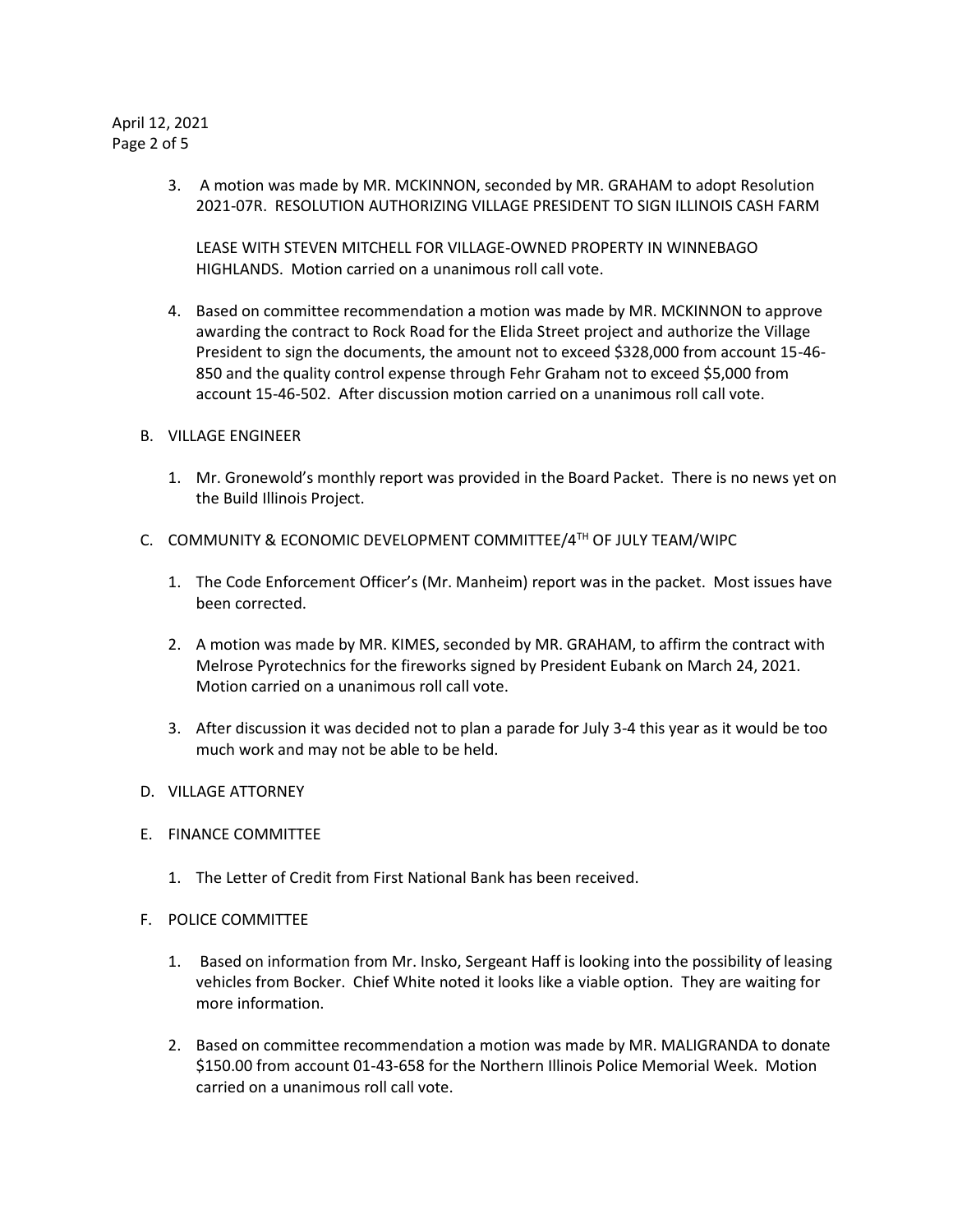3. A motion was made by MR. MCKINNON, seconded by MR. GRAHAM to adopt Resolution 2021-07R. RESOLUTION AUTHORIZING VILLAGE PRESIDENT TO SIGN ILLINOIS CASH FARM

   LEASE WITH STEVEN MITCHELL FOR VILLAGE-OWNED PROPERTY IN WINNEBAGO HIGHLANDS. Motion carried on a unanimous roll call vote.

4. Based on committee recommendation a motion was made by MR. MCKINNON to approve awarding the contract to Rock Road for the Elida Street project and authorize the Village President to sign the documents, the amount not to exceed $328,000 from account 15-46-850 and the quality control expense through Fehr Graham not to exceed $5,000 from account 15-46-502. After discussion motion carried on a unanimous roll call vote.

B. VILLAGE ENGINEER

1. Mr. Gronewold's monthly report was provided in the Board Packet. There is no news yet on the Build Illinois Project.

C. COMMUNITY & ECONOMIC DEVELOPMENT COMMITTEE/4TH OF JULY TEAM/WIPC

1. The Code Enforcement Officer's (Mr. Manheim) report was in the packet. Most issues have been corrected.

2. A motion was made by MR. KIMES, seconded by MR. GRAHAM, to affirm the contract with Melrose Pyrotechnics for the fireworks signed by President Eubank on March 24, 2021. Motion carried on a unanimous roll call vote.

3. After discussion it was decided not to plan a parade for July 3-4 this year as it would be too much work and may not be able to be held.

D. VILLAGE ATTORNEY

E. FINANCE COMMITTEE

1. The Letter of Credit from First National Bank has been received.

F. POLICE COMMITTEE

1. Based on information from Mr. Insko, Sergeant Haff is looking into the possibility of leasing vehicles from Bocker. Chief White noted it looks like a viable option. They are waiting for more information.

2. Based on committee recommendation a motion was made by MR. MALIGRANDA to donate $150.00 from account 01-43-658 for the Northern Illinois Police Memorial Week. Motion carried on a unanimous roll call vote.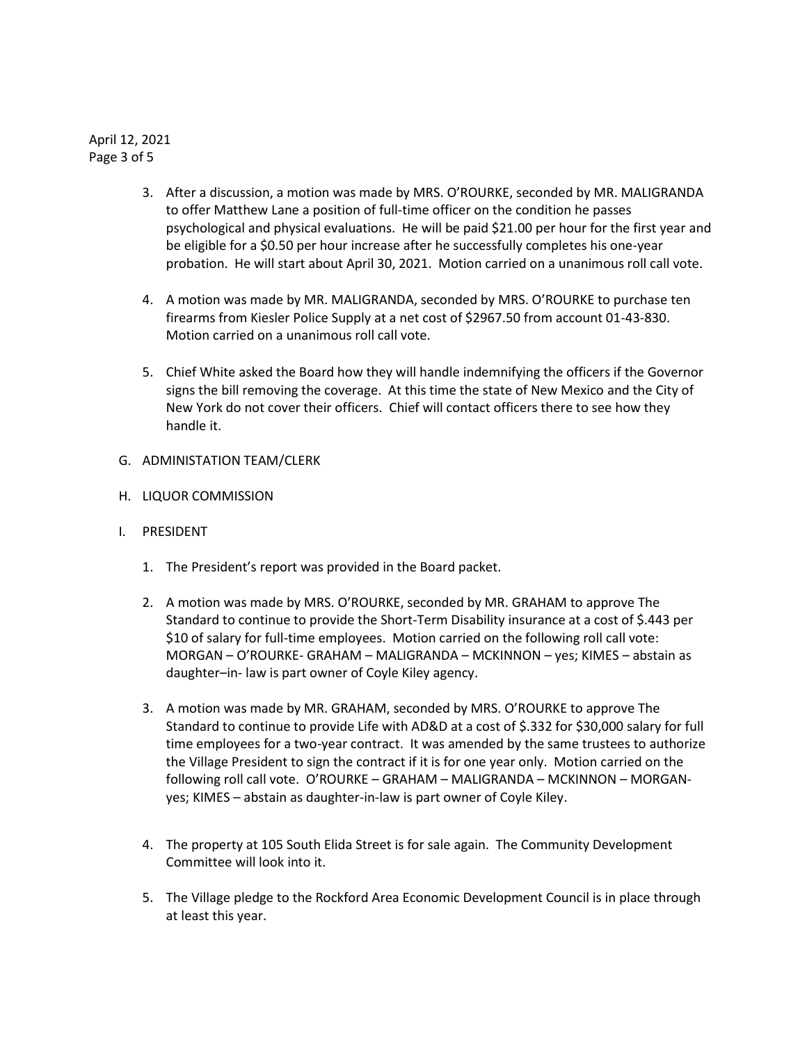3. After a discussion, a motion was made by MRS. O'ROURKE, seconded by MR. MALIGRANDA to offer Matthew Lane a position of full-time officer on the condition he passes psychological and physical evaluations. He will be paid $21.00 per hour for the first year and be eligible for a $0.50 per hour increase after he successfully completes his one-year probation. He will start about April 30, 2021. Motion carried on a unanimous roll call vote.

4. A motion was made by MR. MALIGRANDA, seconded by MRS. O'ROURKE to purchase ten firearms from Kiesler Police Supply at a net cost of $2967.50 from account 01-43-830. Motion carried on a unanimous roll call vote.

5. Chief White asked the Board how they will handle indemnifying the officers if the Governor signs the bill removing the coverage. At this time the state of New Mexico and the City of New York do not cover their officers. Chief will contact officers there to see how they handle it.

G. ADMINISTATION TEAM/CLERK

H. LIQUOR COMMISSION

I. PRESIDENT

1. The President's report was provided in the Board packet.

2. A motion was made by MRS. O'ROURKE, seconded by MR. GRAHAM to approve The Standard to continue to provide the Short-Term Disability insurance at a cost of $.443 per $10 of salary for full-time employees. Motion carried on the following roll call vote: MORGAN – O'ROURKE- GRAHAM – MALIGRANDA – MCKINNON – yes; KIMES – abstain as daughter–in- law is part owner of Coyle Kiley agency.

3. A motion was made by MR. GRAHAM, seconded by MRS. O'ROURKE to approve The Standard to continue to provide Life with AD&D at a cost of $.332 for $30,000 salary for full time employees for a two-year contract. It was amended by the same trustees to authorize the Village President to sign the contract if it is for one year only. Motion carried on the following roll call vote. O'ROURKE – GRAHAM – MALIGRANDA – MCKINNON – MORGAN- yes; KIMES – abstain as daughter-in-law is part owner of Coyle Kiley.

4. The property at 105 South Elida Street is for sale again. The Community Development Committee will look into it.

5. The Village pledge to the Rockford Area Economic Development Council is in place through at least this year.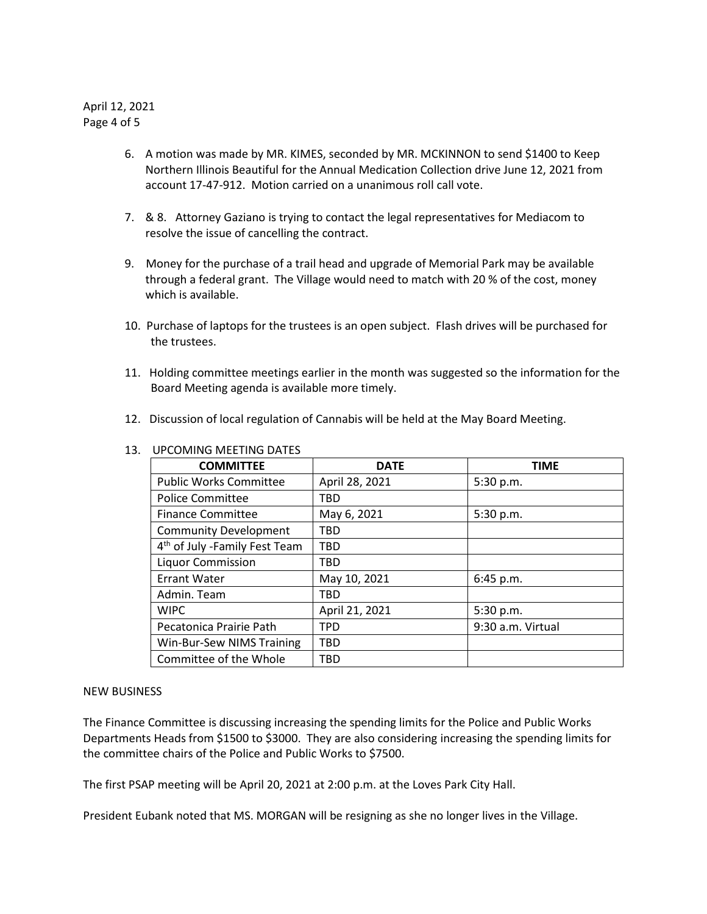6. A motion was made by MR. KIMES, seconded by MR. MCKINNON to send $1400 to Keep Northern Illinois Beautiful for the Annual Medication Collection drive June 12, 2021 from account 17-47-912. Motion carried on a unanimous roll call vote.

7. & 8. Attorney Gaziano is trying to contact the legal representatives for Mediacom to resolve the issue of cancelling the contract.

9. Money for the purchase of a trail head and upgrade of Memorial Park may be available through a federal grant. The Village would need to match with 20 % of the cost, money which is available.

10. Purchase of laptops for the trustees is an open subject. Flash drives will be purchased for the trustees.

11. Holding committee meetings earlier in the month was suggested so the information for the Board Meeting agenda is available more timely.

12. Discussion of local regulation of Cannabis will be held at the May Board Meeting.

13. UPCOMING MEETING DATES

| COMMITTEE | DATE | TIME |
|---|---|---|
| Public Works Committee | April 28, 2021 | 5:30 p.m. |
| Police Committee | TBD | |
| Finance Committee | May 6, 2021 | 5:30 p.m. |
| Community Development | TBD | |
| 4th of July -Family Fest Team | TBD | |
| Liquor Commission | TBD | |
| Errant Water | May 10, 2021 | 6:45 p.m. |
| Admin. Team | TBD | |
| WIPC | April 21, 2021 | 5:30 p.m. |
| Pecatonica Prairie Path | TPD | 9:30 a.m. Virtual |
| Win-Bur-Sew NIMS Training | TBD | |
| Committee of the Whole | TBD | |

NEW BUSINESS

The Finance Committee is discussing increasing the spending limits for the Police and Public Works Departments Heads from $1500 to $3000. They are also considering increasing the spending limits for the committee chairs of the Police and Public Works to $7500.

The first PSAP meeting will be April 20, 2021 at 2:00 p.m. at the Loves Park City Hall.

President Eubank noted that MS. MORGAN will be resigning as she no longer lives in the Village.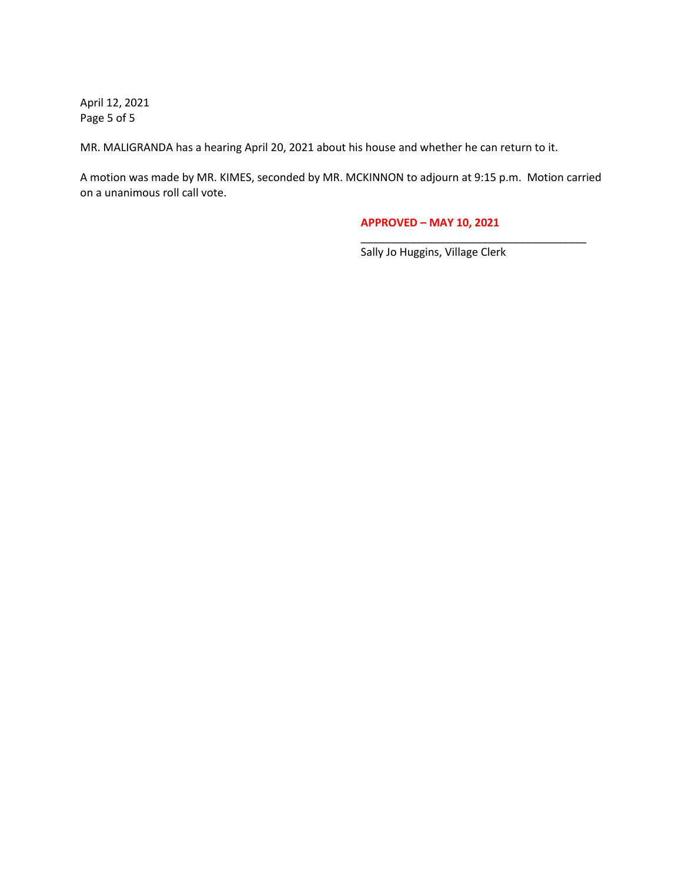MR. MALIGRANDA has a hearing April 20, 2021 about his house and whether he can return to it.

A motion was made by MR. KIMES, seconded by MR. MCKINNON to adjourn at 9:15 p.m. Motion carried on a unanimous roll call vote.

**APPROVED – MAY 10, 2021**

______________________________________
Sally Jo Huggins, Village Clerk